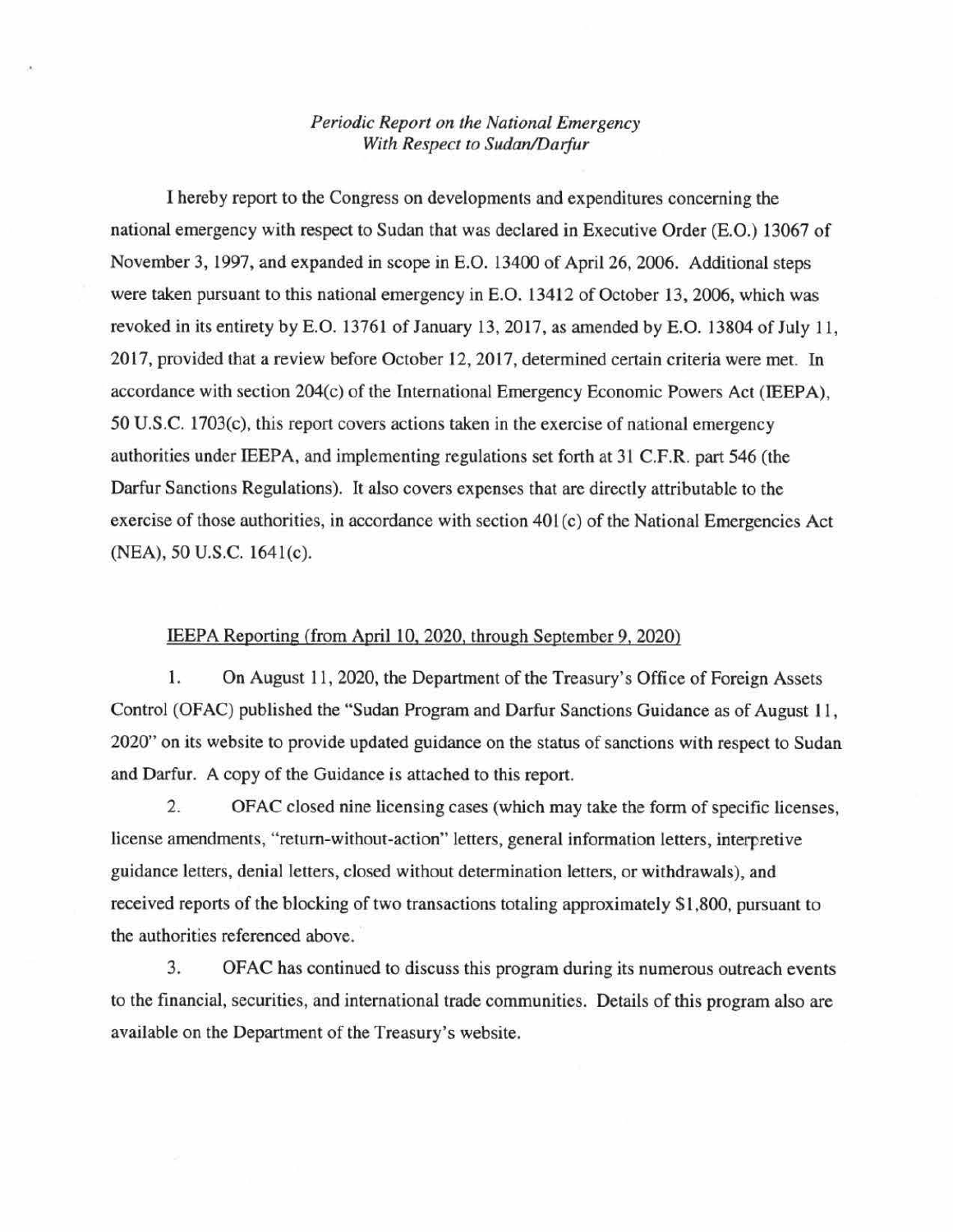*Periodic Report on the National Emergency With Respect to Sudan/Darfur*

I hereby report to the Congress on developments and expenditures concerning the national emergency with respect to Sudan that was declared in Executive Order (E.O.) 13067 of November 3, 1997, and expanded in scope in E.O. 13400 of April 26, 2006. Additional steps were taken pursuant to this national emergency in E.O. 13412 of October 13, 2006, which was revoked in its entirety by E.O. 13761 of January 13, 2017, as amended by E.O. 13804 of July 11, 2017, provided that a review before October 12, 2017, determined certain criteria were met. In accordance with section 204(c) of the International Emergency Economic Powers Act (IEEPA), 50 U.S.C. 1703(c), this report covers actions taken in the exercise of national emergency authorities under IEEPA, and implementing regulations set forth at 31 C.F.R. part 546 (the Darfur Sanctions Regulations). It also covers expenses that are directly attributable to the exercise of those authorities, in accordance with section 401(c) of the National Emergencies Act (NEA), 50 U.S.C. 1641(c).

IEEPA Reporting (from April 10, 2020, through September 9, 2020)

1. On August 11, 2020, the Department of the Treasury's Office of Foreign Assets Control (OFAC) published the "Sudan Program and Darfur Sanctions Guidance as of August 11, 2020" on its website to provide updated guidance on the status of sanctions with respect to Sudan and Darfur. A copy of the Guidance is attached to this report.

2. OFAC closed nine licensing cases (which may take the form of specific licenses, license amendments, "return-without-action" letters, general information letters, interpretive guidance letters, denial letters, closed without determination letters, or withdrawals), and received reports of the blocking of two transactions totaling approximately $1,800, pursuant to the authorities referenced above.

3. OFAC has continued to discuss this program during its numerous outreach events to the financial, securities, and international trade communities. Details of this program also are available on the Department of the Treasury's website.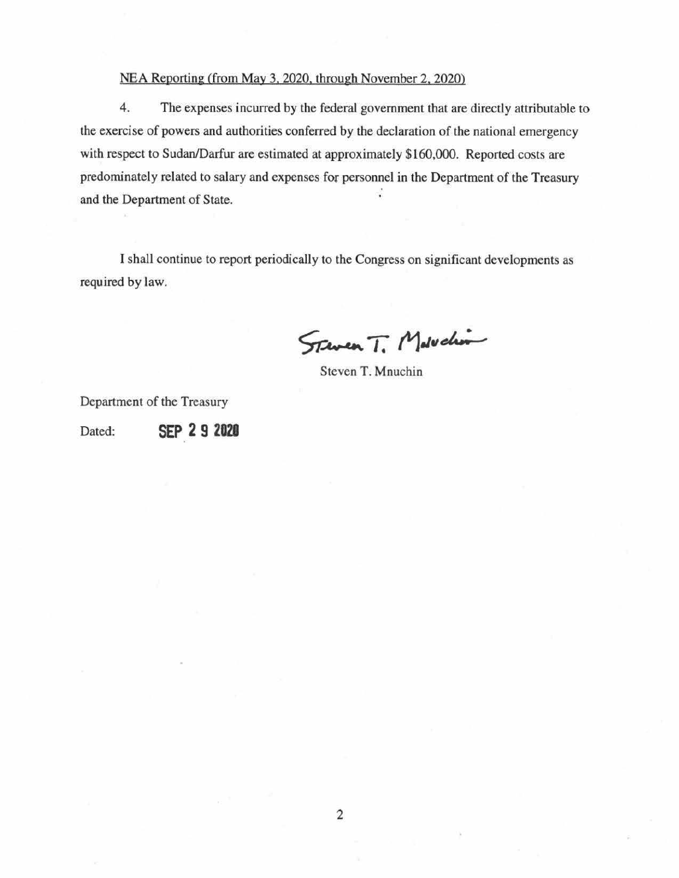<u>NEA Reporting (from May 3, 2020, through November 2, 2020)</u>

4. The expenses incurred by the federal government that are directly attributable to the exercise of powers and authorities conferred by the declaration of the national emergency with respect to Sudan/Darfur are estimated at approximately $160,000. Reported costs are predominately related to salary and expenses for personnel in the Department of the Treasury and the Department of State.

I shall continue to report periodically to the Congress on significant developments as required by law.

Steven T. Mnuchin

Department of the Treasury

Dated: SEP 29 2020